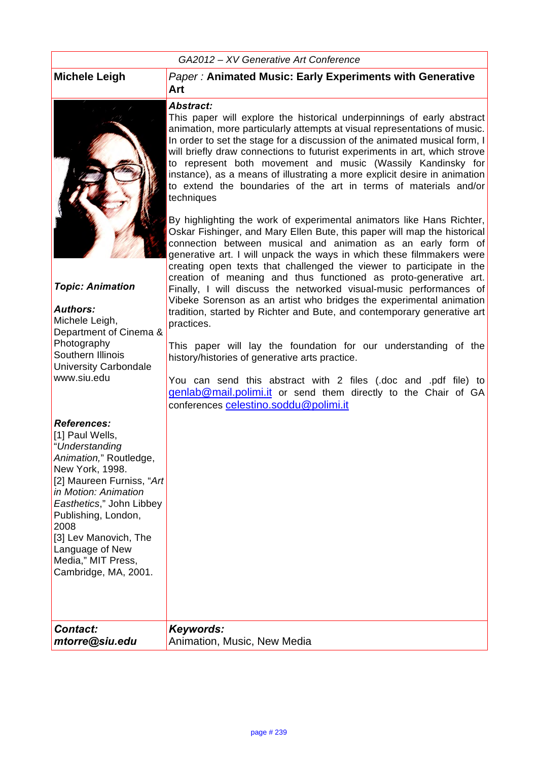*GA2012 – XV Generative Art Conference*

**Michele Leigh**

*Paper :* **Animated Music: Early Experiments with Generative Art**

***Abstract:***

This paper will explore the historical underpinnings of early abstract animation, more particularly attempts at visual representations of music. In order to set the stage for a discussion of the animated musical form, I will briefly draw connections to futurist experiments in art, which strove to represent both movement and music (Wassily Kandinsky for instance), as a means of illustrating a more explicit desire in animation to extend the boundaries of the art in terms of materials and/or techniques

By highlighting the work of experimental animators like Hans Richter, Oskar Fishinger, and Mary Ellen Bute, this paper will map the historical connection between musical and animation as an early form of generative art. I will unpack the ways in which these filmmakers were creating open texts that challenged the viewer to participate in the creation of meaning and thus functioned as proto-generative art. Finally, I will discuss the networked visual-music performances of Vibeke Sorenson as an artist who bridges the experimental animation tradition, started by Richter and Bute, and contemporary generative art practices.

This paper will lay the foundation for our understanding of the history/histories of generative arts practice.

You can send this abstract with 2 files (.doc and .pdf file) to genlab@mail.polimi.it or send them directly to the Chair of GA conferences celestino.soddu@polimi.it

***Topic: Animation***

***Authors:***
Michele Leigh,
Department of Cinema & Photography
Southern Illinois University Carbondale
www.siu.edu

***References:***
[1] Paul Wells, "*Understanding Animation,*" Routledge, New York, 1998.
[2] Maureen Furniss, "*Art in Motion: Animation Easthetics*," John Libbey Publishing, London, 2008
[3] Lev Manovich, The Language of New Media," MIT Press, Cambridge, MA, 2001.

***Contact:***
***mtorre@siu.edu***

***Keywords:***
Animation, Music, New Media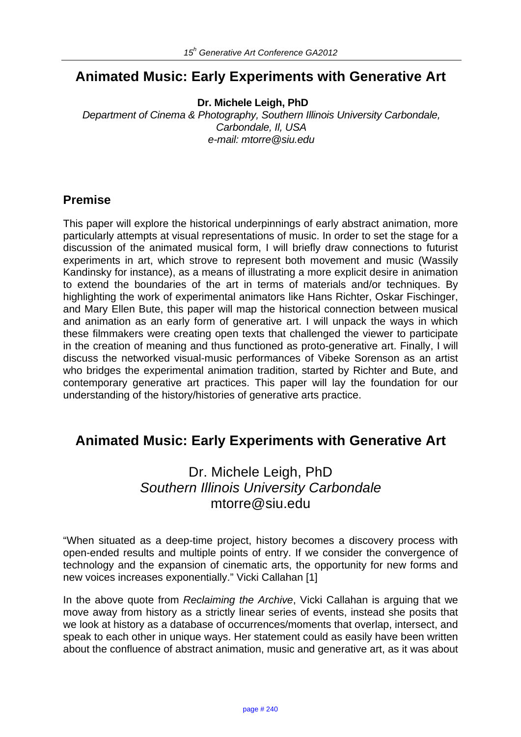# Animated Music: Early Experiments with Generative Art

**Dr. Michele Leigh, PhD**

*Department of Cinema & Photography, Southern Illinois University Carbondale, Carbondale, Il, USA*
*e-mail: mtorre@siu.edu*

## Premise

This paper will explore the historical underpinnings of early abstract animation, more particularly attempts at visual representations of music. In order to set the stage for a discussion of the animated musical form, I will briefly draw connections to futurist experiments in art, which strove to represent both movement and music (Wassily Kandinsky for instance), as a means of illustrating a more explicit desire in animation to extend the boundaries of the art in terms of materials and/or techniques. By highlighting the work of experimental animators like Hans Richter, Oskar Fischinger, and Mary Ellen Bute, this paper will map the historical connection between musical and animation as an early form of generative art. I will unpack the ways in which these filmmakers were creating open texts that challenged the viewer to participate in the creation of meaning and thus functioned as proto-generative art. Finally, I will discuss the networked visual-music performances of Vibeke Sorenson as an artist who bridges the experimental animation tradition, started by Richter and Bute, and contemporary generative art practices. This paper will lay the foundation for our understanding of the history/histories of generative arts practice.

# Animated Music: Early Experiments with Generative Art

Dr. Michele Leigh, PhD
*Southern Illinois University Carbondale*
mtorre@siu.edu

"When situated as a deep-time project, history becomes a discovery process with open-ended results and multiple points of entry. If we consider the convergence of technology and the expansion of cinematic arts, the opportunity for new forms and new voices increases exponentially." Vicki Callahan [1]

In the above quote from *Reclaiming the Archive*, Vicki Callahan is arguing that we move away from history as a strictly linear series of events, instead she posits that we look at history as a database of occurrences/moments that overlap, intersect, and speak to each other in unique ways. Her statement could as easily have been written about the confluence of abstract animation, music and generative art, as it was about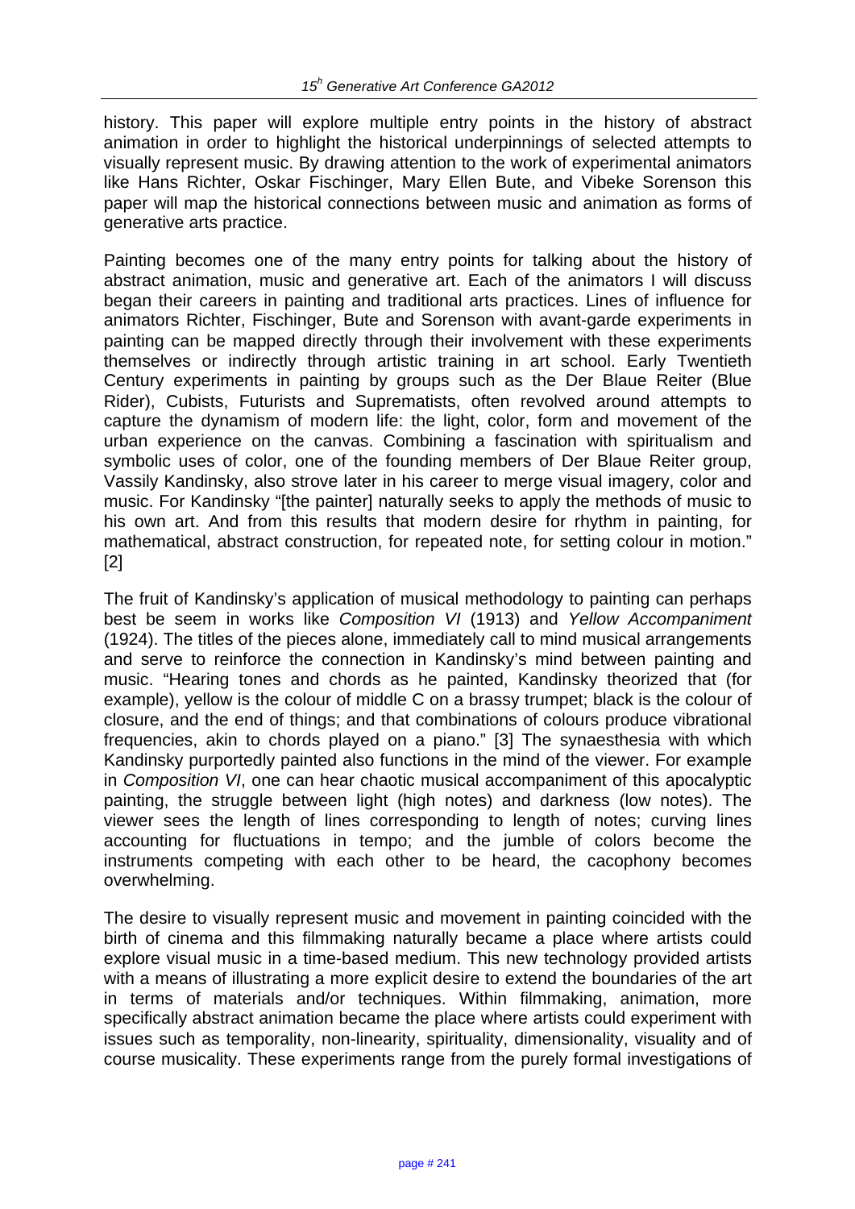history. This paper will explore multiple entry points in the history of abstract animation in order to highlight the historical underpinnings of selected attempts to visually represent music. By drawing attention to the work of experimental animators like Hans Richter, Oskar Fischinger, Mary Ellen Bute, and Vibeke Sorenson this paper will map the historical connections between music and animation as forms of generative arts practice.

Painting becomes one of the many entry points for talking about the history of abstract animation, music and generative art. Each of the animators I will discuss began their careers in painting and traditional arts practices. Lines of influence for animators Richter, Fischinger, Bute and Sorenson with avant-garde experiments in painting can be mapped directly through their involvement with these experiments themselves or indirectly through artistic training in art school. Early Twentieth Century experiments in painting by groups such as the Der Blaue Reiter (Blue Rider), Cubists, Futurists and Suprematists, often revolved around attempts to capture the dynamism of modern life: the light, color, form and movement of the urban experience on the canvas. Combining a fascination with spiritualism and symbolic uses of color, one of the founding members of Der Blaue Reiter group, Vassily Kandinsky, also strove later in his career to merge visual imagery, color and music. For Kandinsky "[the painter] naturally seeks to apply the methods of music to his own art. And from this results that modern desire for rhythm in painting, for mathematical, abstract construction, for repeated note, for setting colour in motion." [2]

The fruit of Kandinsky's application of musical methodology to painting can perhaps best be seem in works like *Composition VI* (1913) and *Yellow Accompaniment* (1924). The titles of the pieces alone, immediately call to mind musical arrangements and serve to reinforce the connection in Kandinsky's mind between painting and music. "Hearing tones and chords as he painted, Kandinsky theorized that (for example), yellow is the colour of middle C on a brassy trumpet; black is the colour of closure, and the end of things; and that combinations of colours produce vibrational frequencies, akin to chords played on a piano." [3] The synaesthesia with which Kandinsky purportedly painted also functions in the mind of the viewer. For example in *Composition VI*, one can hear chaotic musical accompaniment of this apocalyptic painting, the struggle between light (high notes) and darkness (low notes). The viewer sees the length of lines corresponding to length of notes; curving lines accounting for fluctuations in tempo; and the jumble of colors become the instruments competing with each other to be heard, the cacophony becomes overwhelming.

The desire to visually represent music and movement in painting coincided with the birth of cinema and this filmmaking naturally became a place where artists could explore visual music in a time-based medium. This new technology provided artists with a means of illustrating a more explicit desire to extend the boundaries of the art in terms of materials and/or techniques. Within filmmaking, animation, more specifically abstract animation became the place where artists could experiment with issues such as temporality, non-linearity, spirituality, dimensionality, visuality and of course musicality. These experiments range from the purely formal investigations of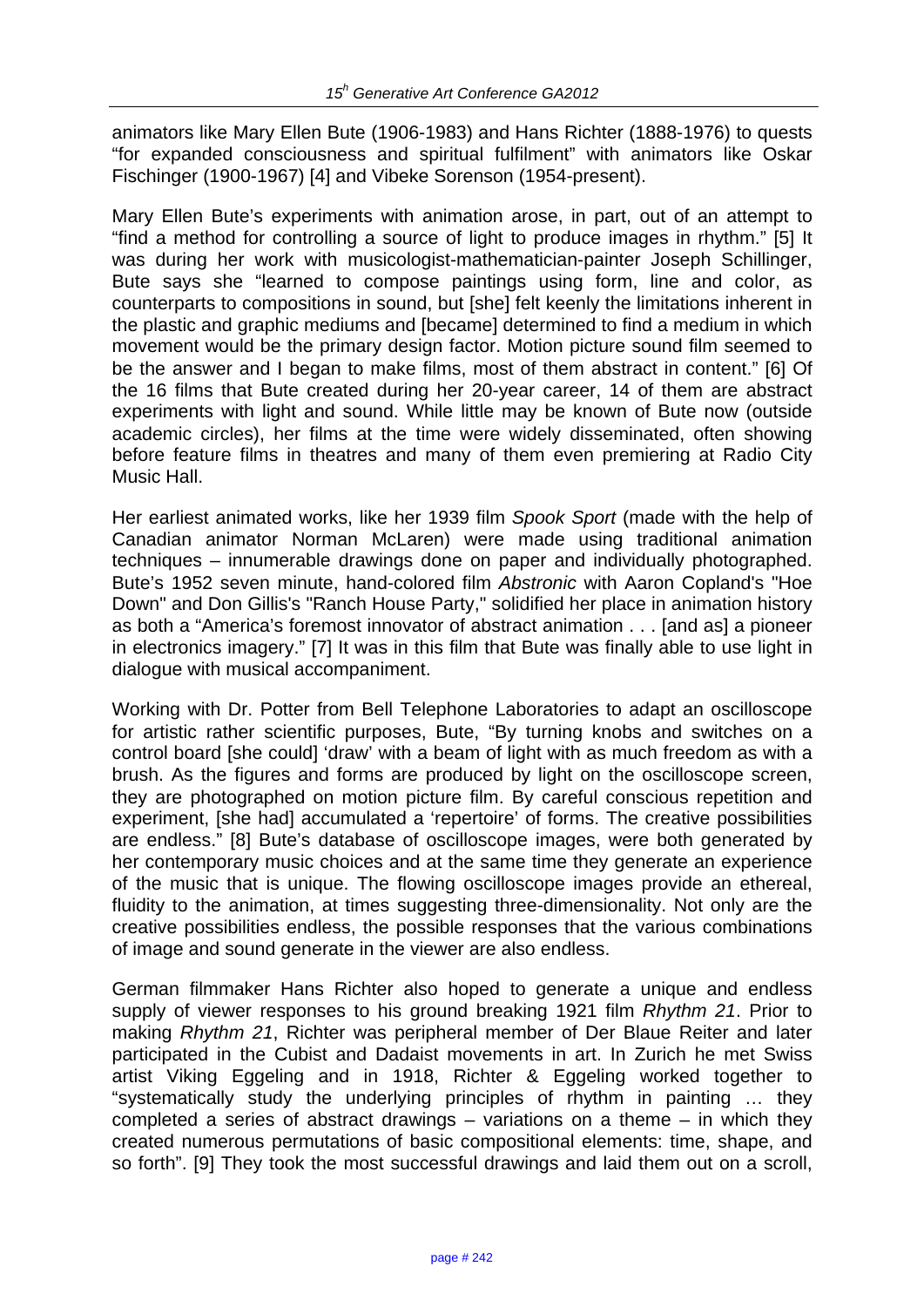animators like Mary Ellen Bute (1906-1983) and Hans Richter (1888-1976) to quests "for expanded consciousness and spiritual fulfilment" with animators like Oskar Fischinger (1900-1967) [4] and Vibeke Sorenson (1954-present).

Mary Ellen Bute's experiments with animation arose, in part, out of an attempt to "find a method for controlling a source of light to produce images in rhythm." [5] It was during her work with musicologist-mathematician-painter Joseph Schillinger, Bute says she "learned to compose paintings using form, line and color, as counterparts to compositions in sound, but [she] felt keenly the limitations inherent in the plastic and graphic mediums and [became] determined to find a medium in which movement would be the primary design factor. Motion picture sound film seemed to be the answer and I began to make films, most of them abstract in content." [6] Of the 16 films that Bute created during her 20-year career, 14 of them are abstract experiments with light and sound. While little may be known of Bute now (outside academic circles), her films at the time were widely disseminated, often showing before feature films in theatres and many of them even premiering at Radio City Music Hall.

Her earliest animated works, like her 1939 film *Spook Sport* (made with the help of Canadian animator Norman McLaren) were made using traditional animation techniques – innumerable drawings done on paper and individually photographed. Bute's 1952 seven minute, hand-colored film *Abstronic* with Aaron Copland's "Hoe Down" and Don Gillis's "Ranch House Party," solidified her place in animation history as both a "America's foremost innovator of abstract animation . . . [and as] a pioneer in electronics imagery." [7] It was in this film that Bute was finally able to use light in dialogue with musical accompaniment.

Working with Dr. Potter from Bell Telephone Laboratories to adapt an oscilloscope for artistic rather scientific purposes, Bute, "By turning knobs and switches on a control board [she could] 'draw' with a beam of light with as much freedom as with a brush. As the figures and forms are produced by light on the oscilloscope screen, they are photographed on motion picture film. By careful conscious repetition and experiment, [she had] accumulated a 'repertoire' of forms. The creative possibilities are endless." [8] Bute's database of oscilloscope images, were both generated by her contemporary music choices and at the same time they generate an experience of the music that is unique. The flowing oscilloscope images provide an ethereal, fluidity to the animation, at times suggesting three-dimensionality. Not only are the creative possibilities endless, the possible responses that the various combinations of image and sound generate in the viewer are also endless.

German filmmaker Hans Richter also hoped to generate a unique and endless supply of viewer responses to his ground breaking 1921 film *Rhythm 21*. Prior to making *Rhythm 21*, Richter was peripheral member of Der Blaue Reiter and later participated in the Cubist and Dadaist movements in art. In Zurich he met Swiss artist Viking Eggeling and in 1918, Richter & Eggeling worked together to "systematically study the underlying principles of rhythm in painting … they completed a series of abstract drawings – variations on a theme – in which they created numerous permutations of basic compositional elements: time, shape, and so forth". [9] They took the most successful drawings and laid them out on a scroll,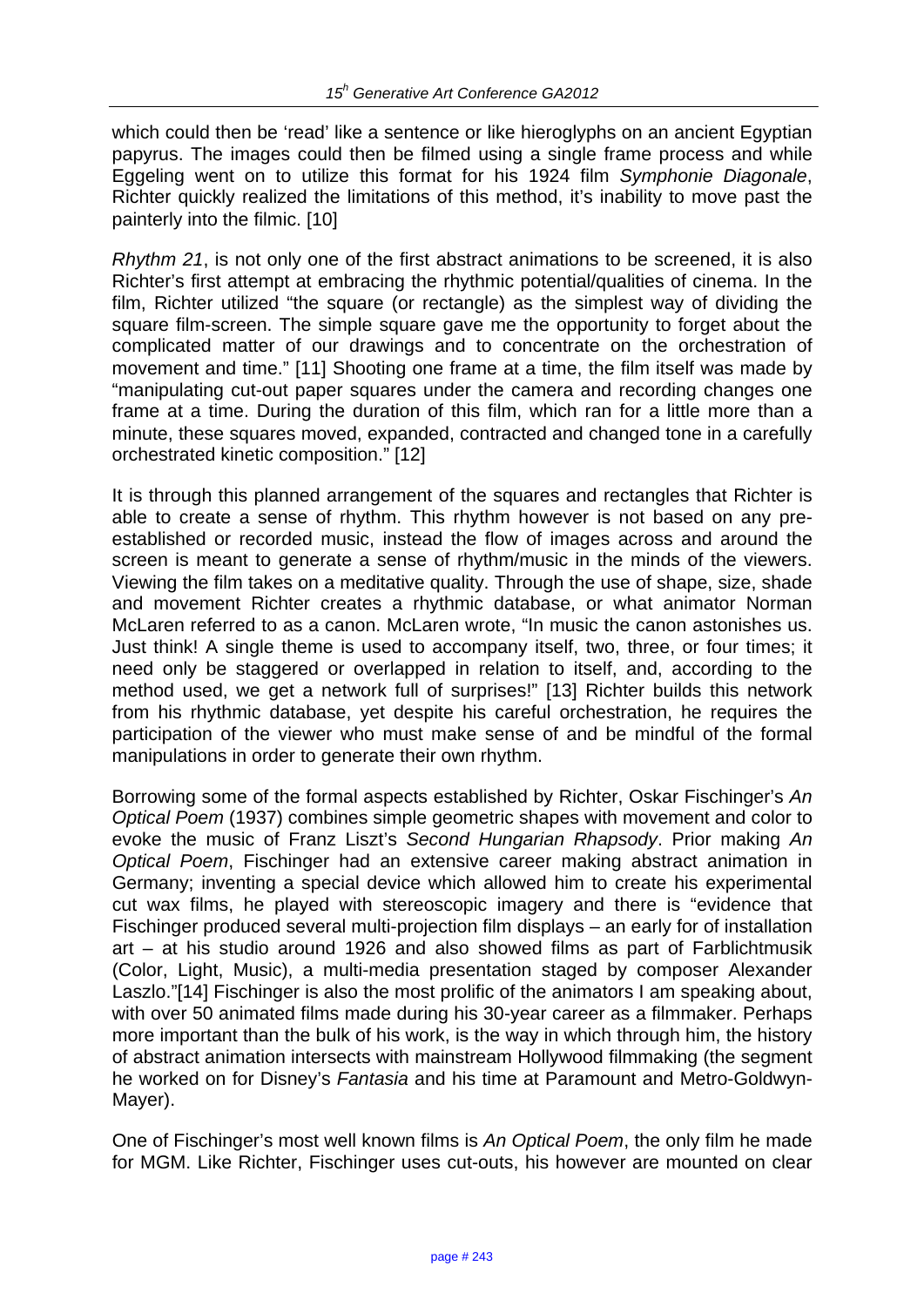which could then be 'read' like a sentence or like hieroglyphs on an ancient Egyptian papyrus. The images could then be filmed using a single frame process and while Eggeling went on to utilize this format for his 1924 film *Symphonie Diagonale*, Richter quickly realized the limitations of this method, it's inability to move past the painterly into the filmic. [10]

*Rhythm 21*, is not only one of the first abstract animations to be screened, it is also Richter's first attempt at embracing the rhythmic potential/qualities of cinema. In the film, Richter utilized "the square (or rectangle) as the simplest way of dividing the square film-screen. The simple square gave me the opportunity to forget about the complicated matter of our drawings and to concentrate on the orchestration of movement and time." [11] Shooting one frame at a time, the film itself was made by "manipulating cut-out paper squares under the camera and recording changes one frame at a time. During the duration of this film, which ran for a little more than a minute, these squares moved, expanded, contracted and changed tone in a carefully orchestrated kinetic composition." [12]

It is through this planned arrangement of the squares and rectangles that Richter is able to create a sense of rhythm. This rhythm however is not based on any pre-established or recorded music, instead the flow of images across and around the screen is meant to generate a sense of rhythm/music in the minds of the viewers. Viewing the film takes on a meditative quality. Through the use of shape, size, shade and movement Richter creates a rhythmic database, or what animator Norman McLaren referred to as a canon. McLaren wrote, "In music the canon astonishes us. Just think! A single theme is used to accompany itself, two, three, or four times; it need only be staggered or overlapped in relation to itself, and, according to the method used, we get a network full of surprises!" [13] Richter builds this network from his rhythmic database, yet despite his careful orchestration, he requires the participation of the viewer who must make sense of and be mindful of the formal manipulations in order to generate their own rhythm.

Borrowing some of the formal aspects established by Richter, Oskar Fischinger's *An Optical Poem* (1937) combines simple geometric shapes with movement and color to evoke the music of Franz Liszt's *Second Hungarian Rhapsody*. Prior making *An Optical Poem*, Fischinger had an extensive career making abstract animation in Germany; inventing a special device which allowed him to create his experimental cut wax films, he played with stereoscopic imagery and there is "evidence that Fischinger produced several multi-projection film displays – an early for of installation art – at his studio around 1926 and also showed films as part of Farblichtmusik (Color, Light, Music), a multi-media presentation staged by composer Alexander Laszlo."[14] Fischinger is also the most prolific of the animators I am speaking about, with over 50 animated films made during his 30-year career as a filmmaker. Perhaps more important than the bulk of his work, is the way in which through him, the history of abstract animation intersects with mainstream Hollywood filmmaking (the segment he worked on for Disney's *Fantasia* and his time at Paramount and Metro-Goldwyn-Mayer).

One of Fischinger's most well known films is *An Optical Poem*, the only film he made for MGM. Like Richter, Fischinger uses cut-outs, his however are mounted on clear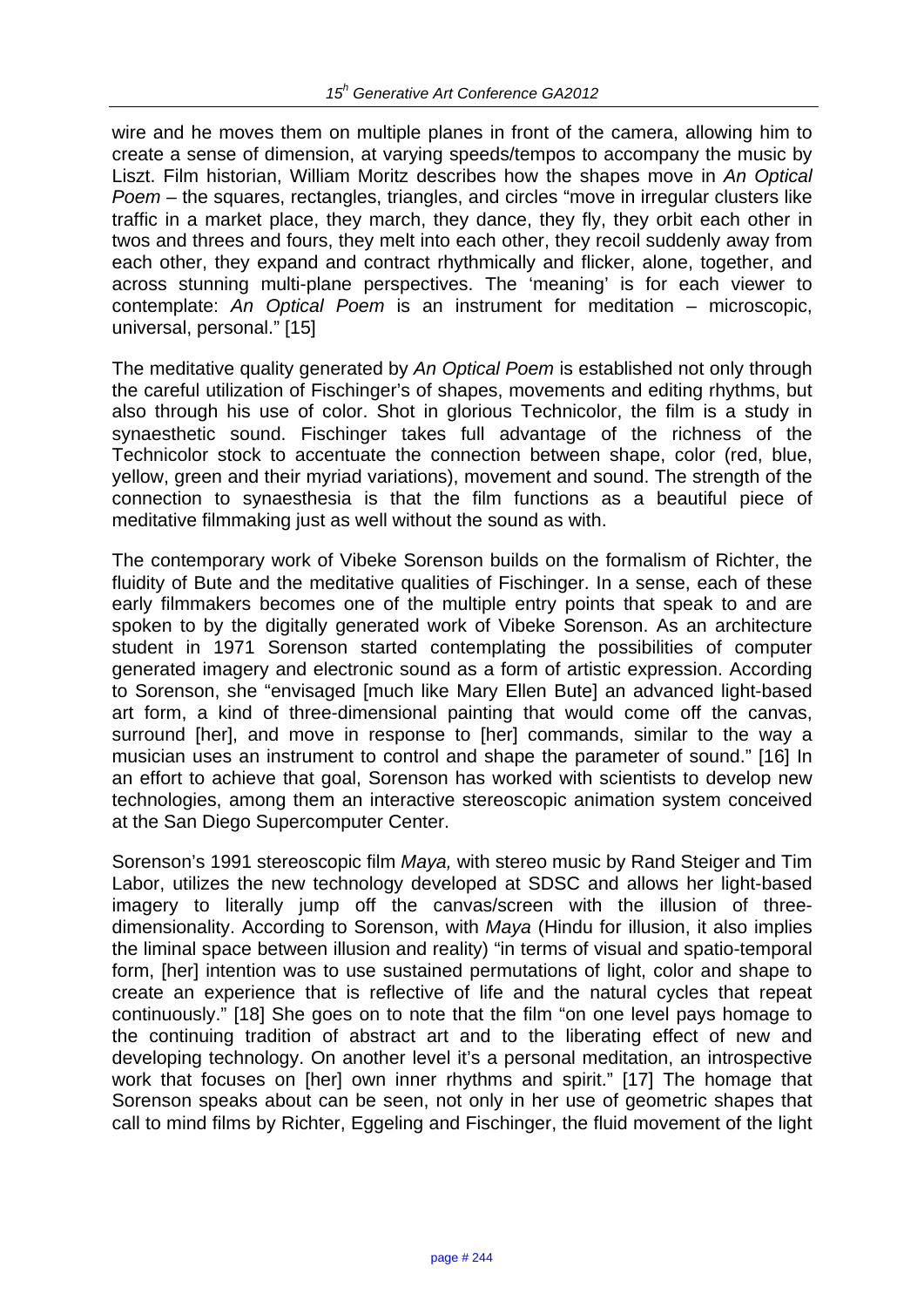wire and he moves them on multiple planes in front of the camera, allowing him to create a sense of dimension, at varying speeds/tempos to accompany the music by Liszt. Film historian, William Moritz describes how the shapes move in *An Optical Poem* – the squares, rectangles, triangles, and circles "move in irregular clusters like traffic in a market place, they march, they dance, they fly, they orbit each other in twos and threes and fours, they melt into each other, they recoil suddenly away from each other, they expand and contract rhythmically and flicker, alone, together, and across stunning multi-plane perspectives. The 'meaning' is for each viewer to contemplate: *An Optical Poem* is an instrument for meditation – microscopic, universal, personal." [15]

The meditative quality generated by *An Optical Poem* is established not only through the careful utilization of Fischinger's of shapes, movements and editing rhythms, but also through his use of color. Shot in glorious Technicolor, the film is a study in synaesthetic sound. Fischinger takes full advantage of the richness of the Technicolor stock to accentuate the connection between shape, color (red, blue, yellow, green and their myriad variations), movement and sound. The strength of the connection to synaesthesia is that the film functions as a beautiful piece of meditative filmmaking just as well without the sound as with.

The contemporary work of Vibeke Sorenson builds on the formalism of Richter, the fluidity of Bute and the meditative qualities of Fischinger. In a sense, each of these early filmmakers becomes one of the multiple entry points that speak to and are spoken to by the digitally generated work of Vibeke Sorenson. As an architecture student in 1971 Sorenson started contemplating the possibilities of computer generated imagery and electronic sound as a form of artistic expression. According to Sorenson, she "envisaged [much like Mary Ellen Bute] an advanced light-based art form, a kind of three-dimensional painting that would come off the canvas, surround [her], and move in response to [her] commands, similar to the way a musician uses an instrument to control and shape the parameter of sound." [16] In an effort to achieve that goal, Sorenson has worked with scientists to develop new technologies, among them an interactive stereoscopic animation system conceived at the San Diego Supercomputer Center.

Sorenson's 1991 stereoscopic film *Maya,* with stereo music by Rand Steiger and Tim Labor, utilizes the new technology developed at SDSC and allows her light-based imagery to literally jump off the canvas/screen with the illusion of three-dimensionality. According to Sorenson, with *Maya* (Hindu for illusion, it also implies the liminal space between illusion and reality) "in terms of visual and spatio-temporal form, [her] intention was to use sustained permutations of light, color and shape to create an experience that is reflective of life and the natural cycles that repeat continuously." [18] She goes on to note that the film "on one level pays homage to the continuing tradition of abstract art and to the liberating effect of new and developing technology. On another level it's a personal meditation, an introspective work that focuses on [her] own inner rhythms and spirit." [17] The homage that Sorenson speaks about can be seen, not only in her use of geometric shapes that call to mind films by Richter, Eggeling and Fischinger, the fluid movement of the light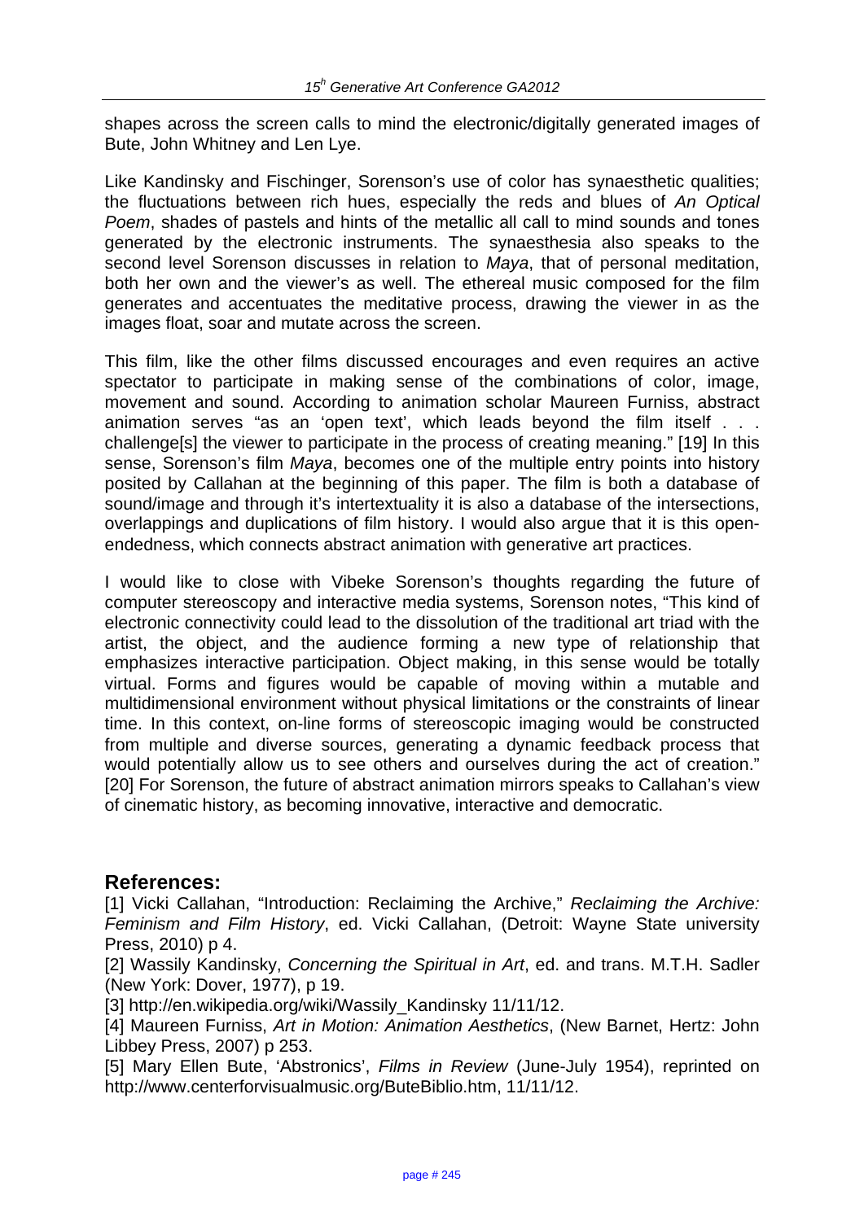shapes across the screen calls to mind the electronic/digitally generated images of Bute, John Whitney and Len Lye.

Like Kandinsky and Fischinger, Sorenson's use of color has synaesthetic qualities; the fluctuations between rich hues, especially the reds and blues of *An Optical Poem*, shades of pastels and hints of the metallic all call to mind sounds and tones generated by the electronic instruments. The synaesthesia also speaks to the second level Sorenson discusses in relation to *Maya*, that of personal meditation, both her own and the viewer's as well. The ethereal music composed for the film generates and accentuates the meditative process, drawing the viewer in as the images float, soar and mutate across the screen.

This film, like the other films discussed encourages and even requires an active spectator to participate in making sense of the combinations of color, image, movement and sound. According to animation scholar Maureen Furniss, abstract animation serves "as an 'open text', which leads beyond the film itself . . . challenge[s] the viewer to participate in the process of creating meaning." [19] In this sense, Sorenson's film *Maya*, becomes one of the multiple entry points into history posited by Callahan at the beginning of this paper. The film is both a database of sound/image and through it's intertextuality it is also a database of the intersections, overlappings and duplications of film history. I would also argue that it is this open-endedness, which connects abstract animation with generative art practices.

I would like to close with Vibeke Sorenson's thoughts regarding the future of computer stereoscopy and interactive media systems, Sorenson notes, "This kind of electronic connectivity could lead to the dissolution of the traditional art triad with the artist, the object, and the audience forming a new type of relationship that emphasizes interactive participation. Object making, in this sense would be totally virtual. Forms and figures would be capable of moving within a mutable and multidimensional environment without physical limitations or the constraints of linear time. In this context, on-line forms of stereoscopic imaging would be constructed from multiple and diverse sources, generating a dynamic feedback process that would potentially allow us to see others and ourselves during the act of creation." [20] For Sorenson, the future of abstract animation mirrors speaks to Callahan's view of cinematic history, as becoming innovative, interactive and democratic.

## References:

[1] Vicki Callahan, "Introduction: Reclaiming the Archive," *Reclaiming the Archive: Feminism and Film History*, ed. Vicki Callahan, (Detroit: Wayne State university Press, 2010) p 4.

[2] Wassily Kandinsky, *Concerning the Spiritual in Art*, ed. and trans. M.T.H. Sadler (New York: Dover, 1977), p 19.

[3] http://en.wikipedia.org/wiki/Wassily_Kandinsky 11/11/12.

[4] Maureen Furniss, *Art in Motion: Animation Aesthetics*, (New Barnet, Hertz: John Libbey Press, 2007) p 253.

[5] Mary Ellen Bute, 'Abstronics', *Films in Review* (June-July 1954), reprinted on http://www.centerforvisualmusic.org/ButeBiblio.htm, 11/11/12.